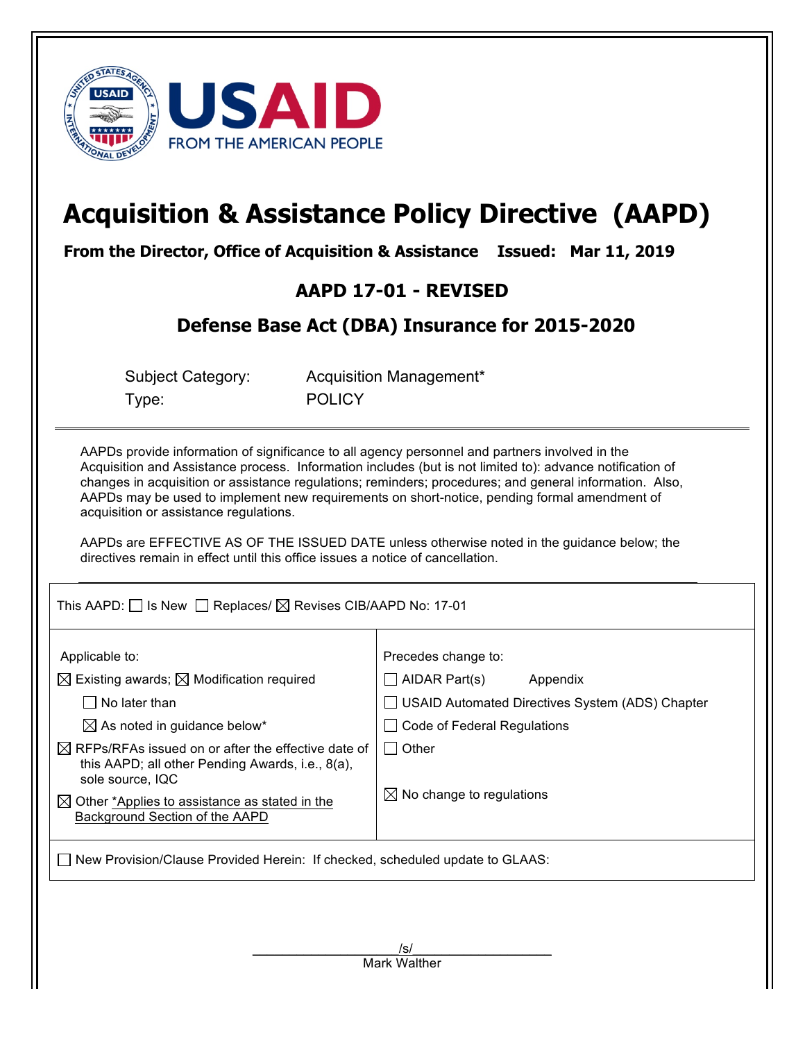# Acquisition & Assistance Policy Directive (AAPD)

**From the Director, Office of Acquisition & Assistance Issued: Mar 11, 2019**

## AAPD 17-01 - REVISED

## Defense Base Act (DBA) Insurance for 2015-2020

Subject Category: Acquisition Management*

Type: POLICY

---

AAPDs provide information of significance to all agency personnel and partners involved in the Acquisition and Assistance process. Information includes (but is not limited to): advance notification of changes in acquisition or assistance regulations; reminders; procedures; and general information. Also, AAPDs may be used to implement new requirements on short-notice, pending formal amendment of acquisition or assistance regulations.

AAPDs are EFFECTIVE AS OF THE ISSUED DATE unless otherwise noted in the guidance below; the directives remain in effect until this office issues a notice of cancellation.

| This AAPD: ☐ Is New ☐ Replaces/ ☒ Revises CIB/AAPD No: 17-01 | |
|---|---|
| Applicable to:<br>☒ Existing awards; ☒ Modification required<br>☐ No later than<br>☒ As noted in guidance below*<br>☒ RFPs/RFAs issued on or after the effective date of this AAPD; all other Pending Awards, i.e., 8(a), sole source, IQC<br>☒ Other *Applies to assistance as stated in the Background Section of the AAPD | Precedes change to:<br>☐ AIDAR Part(s) Appendix<br>☐ USAID Automated Directives System (ADS) Chapter<br>☐ Code of Federal Regulations<br>☐ Other<br><br>☒ No change to regulations |
| ☐ New Provision/Clause Provided Herein: If checked, scheduled update to GLAAS: | |

/s/

Mark Walther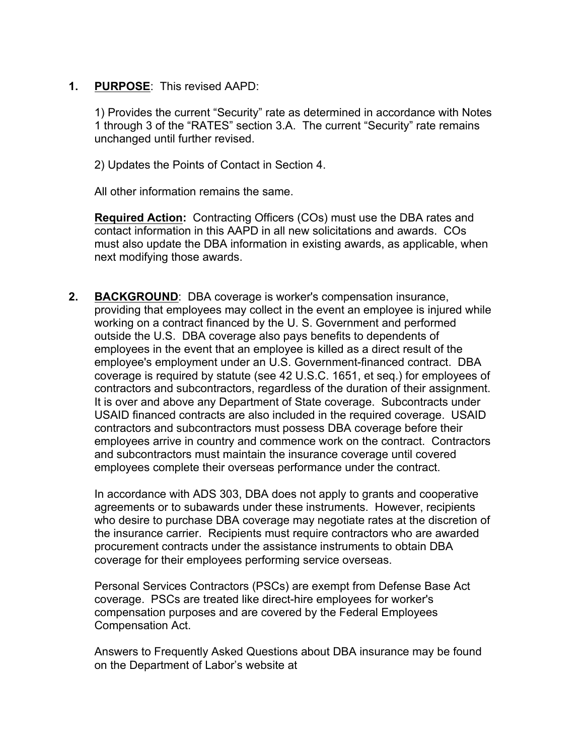1. **PURPOSE**: This revised AAPD:

   1) Provides the current “Security” rate as determined in accordance with Notes 1 through 3 of the “RATES” section 3.A. The current “Security” rate remains unchanged until further revised.

   2) Updates the Points of Contact in Section 4.

   All other information remains the same.

   **Required Action:** Contracting Officers (COs) must use the DBA rates and contact information in this AAPD in all new solicitations and awards. COs must also update the DBA information in existing awards, as applicable, when next modifying those awards.

2. **BACKGROUND**: DBA coverage is worker's compensation insurance, providing that employees may collect in the event an employee is injured while working on a contract financed by the U. S. Government and performed outside the U.S. DBA coverage also pays benefits to dependents of employees in the event that an employee is killed as a direct result of the employee's employment under an U.S. Government-financed contract. DBA coverage is required by statute (see 42 U.S.C. 1651, et seq.) for employees of contractors and subcontractors, regardless of the duration of their assignment. It is over and above any Department of State coverage. Subcontracts under USAID financed contracts are also included in the required coverage. USAID contractors and subcontractors must possess DBA coverage before their employees arrive in country and commence work on the contract. Contractors and subcontractors must maintain the insurance coverage until covered employees complete their overseas performance under the contract.

   In accordance with ADS 303, DBA does not apply to grants and cooperative agreements or to subawards under these instruments. However, recipients who desire to purchase DBA coverage may negotiate rates at the discretion of the insurance carrier. Recipients must require contractors who are awarded procurement contracts under the assistance instruments to obtain DBA coverage for their employees performing service overseas.

   Personal Services Contractors (PSCs) are exempt from Defense Base Act coverage. PSCs are treated like direct-hire employees for worker's compensation purposes and are covered by the Federal Employees Compensation Act.

   Answers to Frequently Asked Questions about DBA insurance may be found on the Department of Labor’s website at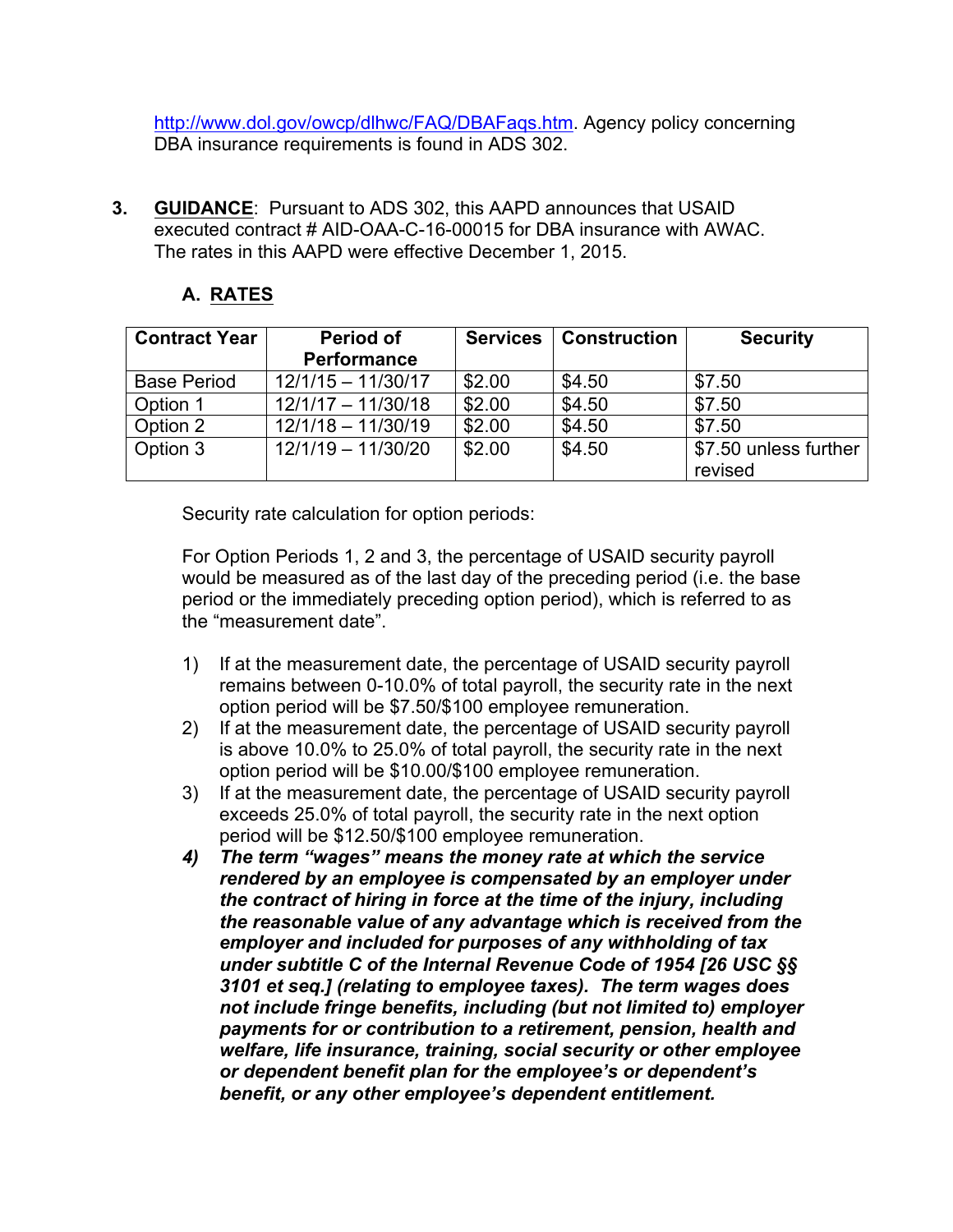http://www.dol.gov/owcp/dlhwc/FAQ/DBAFaqs.htm. Agency policy concerning DBA insurance requirements is found in ADS 302.

3. **GUIDANCE**: Pursuant to ADS 302, this AAPD announces that USAID executed contract # AID-OAA-C-16-00015 for DBA insurance with AWAC. The rates in this AAPD were effective December 1, 2015.

## A. RATES

| Contract Year | Period of Performance | Services | Construction | Security |
|---|---|---|---|---|
| Base Period | 12/1/15 – 11/30/17 | $2.00 | $4.50 | $7.50 |
| Option 1 | 12/1/17 – 11/30/18 | $2.00 | $4.50 | $7.50 |
| Option 2 | 12/1/18 – 11/30/19 | $2.00 | $4.50 | $7.50 |
| Option 3 | 12/1/19 – 11/30/20 | $2.00 | $4.50 | $7.50 unless further revised |

Security rate calculation for option periods:

For Option Periods 1, 2 and 3, the percentage of USAID security payroll would be measured as of the last day of the preceding period (i.e. the base period or the immediately preceding option period), which is referred to as the "measurement date".

1) If at the measurement date, the percentage of USAID security payroll remains between 0-10.0% of total payroll, the security rate in the next option period will be $7.50/$100 employee remuneration.
2) If at the measurement date, the percentage of USAID security payroll is above 10.0% to 25.0% of total payroll, the security rate in the next option period will be $10.00/$100 employee remuneration.
3) If at the measurement date, the percentage of USAID security payroll exceeds 25.0% of total payroll, the security rate in the next option period will be $12.50/$100 employee remuneration.
4) ***The term "wages" means the money rate at which the service rendered by an employee is compensated by an employer under the contract of hiring in force at the time of the injury, including the reasonable value of any advantage which is received from the employer and included for purposes of any withholding of tax under subtitle C of the Internal Revenue Code of 1954 [26 USC §§ 3101 et seq.] (relating to employee taxes). The term wages does not include fringe benefits, including (but not limited to) employer payments for or contribution to a retirement, pension, health and welfare, life insurance, training, social security or other employee or dependent benefit plan for the employee's or dependent's benefit, or any other employee's dependent entitlement.***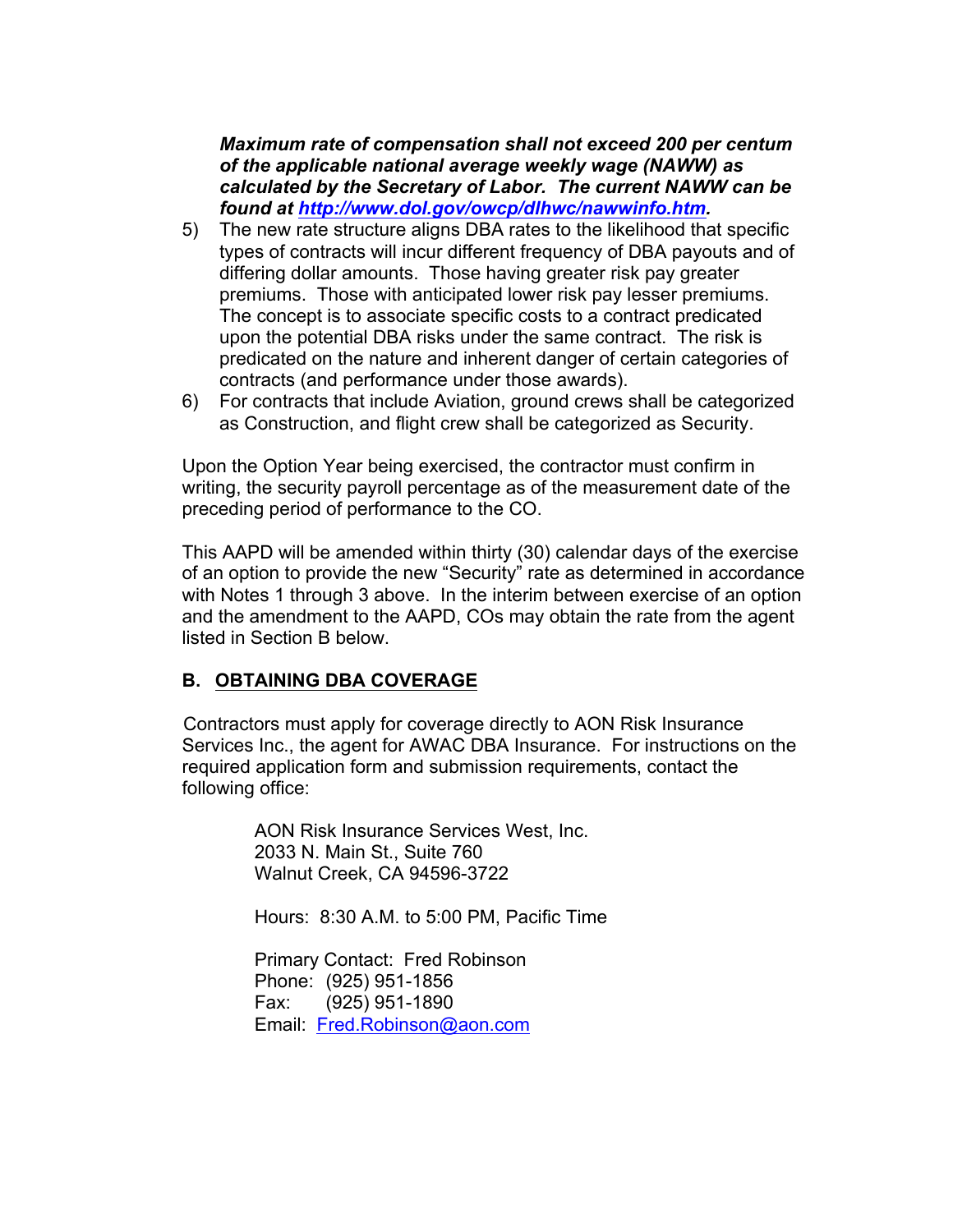***Maximum rate of compensation shall not exceed 200 per centum of the applicable national average weekly wage (NAWW) as calculated by the Secretary of Labor. The current NAWW can be found at [http://www.dol.gov/owcp/dlhwc/nawwinfo.htm](http://www.dol.gov/owcp/dlhwc/nawwinfo.htm).***

5) The new rate structure aligns DBA rates to the likelihood that specific types of contracts will incur different frequency of DBA payouts and of differing dollar amounts. Those having greater risk pay greater premiums. Those with anticipated lower risk pay lesser premiums. The concept is to associate specific costs to a contract predicated upon the potential DBA risks under the same contract. The risk is predicated on the nature and inherent danger of certain categories of contracts (and performance under those awards).
6) For contracts that include Aviation, ground crews shall be categorized as Construction, and flight crew shall be categorized as Security.

Upon the Option Year being exercised, the contractor must confirm in writing, the security payroll percentage as of the measurement date of the preceding period of performance to the CO.

This AAPD will be amended within thirty (30) calendar days of the exercise of an option to provide the new "Security" rate as determined in accordance with Notes 1 through 3 above. In the interim between exercise of an option and the amendment to the AAPD, COs may obtain the rate from the agent listed in Section B below.

## B. OBTAINING DBA COVERAGE

Contractors must apply for coverage directly to AON Risk Insurance Services Inc., the agent for AWAC DBA Insurance. For instructions on the required application form and submission requirements, contact the following office:

AON Risk Insurance Services West, Inc.
2033 N. Main St., Suite 760
Walnut Creek, CA 94596-3722

Hours: 8:30 A.M. to 5:00 PM, Pacific Time

Primary Contact: Fred Robinson
Phone: (925) 951-1856
Fax: (925) 951-1890
Email: [Fred.Robinson@aon.com](mailto:Fred.Robinson@aon.com)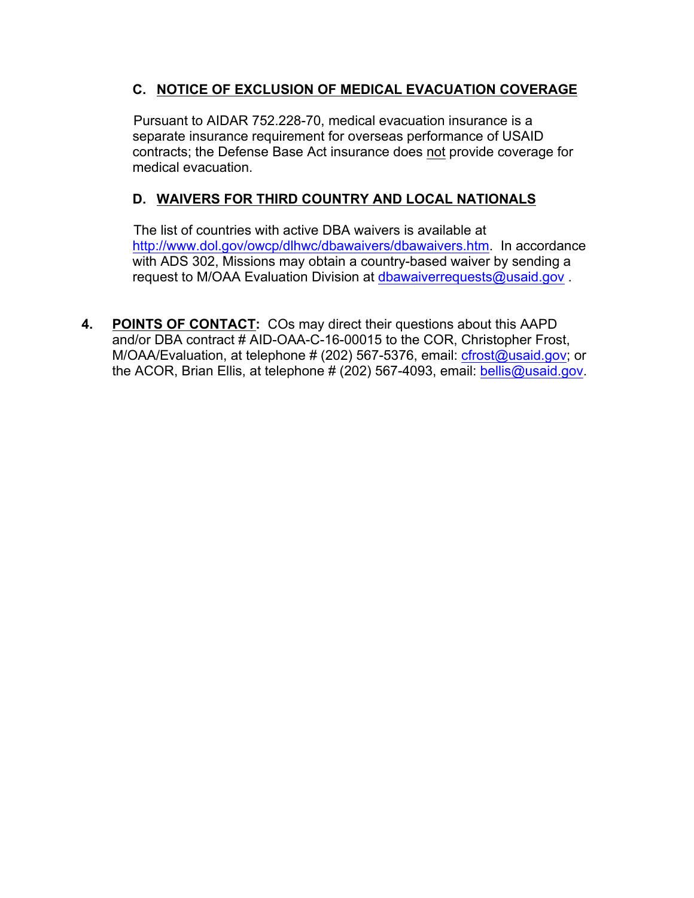### C. NOTICE OF EXCLUSION OF MEDICAL EVACUATION COVERAGE

Pursuant to AIDAR 752.228-70, medical evacuation insurance is a separate insurance requirement for overseas performance of USAID contracts; the Defense Base Act insurance does not provide coverage for medical evacuation.

### D. WAIVERS FOR THIRD COUNTRY AND LOCAL NATIONALS

The list of countries with active DBA waivers is available at http://www.dol.gov/owcp/dlhwc/dbawaivers/dbawaivers.htm. In accordance with ADS 302, Missions may obtain a country-based waiver by sending a request to M/OAA Evaluation Division at dbawaiverrequests@usaid.gov .

4. **POINTS OF CONTACT:** COs may direct their questions about this AAPD and/or DBA contract # AID-OAA-C-16-00015 to the COR, Christopher Frost, M/OAA/Evaluation, at telephone # (202) 567-5376, email: cfrost@usaid.gov; or the ACOR, Brian Ellis, at telephone # (202) 567-4093, email: bellis@usaid.gov.